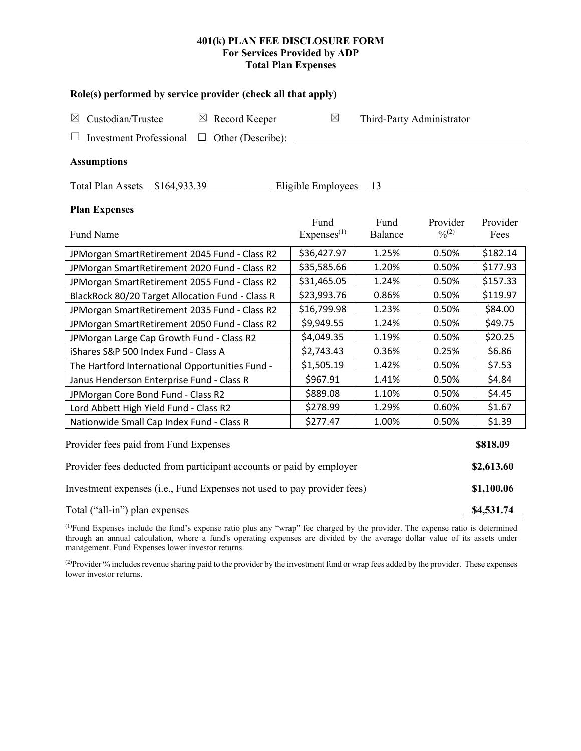# 401(k) PLAN FEE DISCLOSURE FORM
## For Services Provided by ADP
## Total Plan Expenses

### Role(s) performed by service provider (check all that apply)

☒ Custodian/Trustee ☒ Record Keeper ☒ Third-Party Administrator

☐ Investment Professional ☐ Other (Describe): ______

### Assumptions

Total Plan Assets $164,933.39 Eligible Employees 13

### Plan Expenses

| Fund Name | Fund Expenses[1] | Fund Balance | Provider %[2] | Provider Fees |
|---|---|---|---|---|
| JPMorgan SmartRetirement 2045 Fund - Class R2 | $36,427.97 | 1.25% | 0.50% | $182.14 |
| JPMorgan SmartRetirement 2020 Fund - Class R2 | $35,585.66 | 1.20% | 0.50% | $177.93 |
| JPMorgan SmartRetirement 2055 Fund - Class R2 | $31,465.05 | 1.24% | 0.50% | $157.33 |
| BlackRock 80/20 Target Allocation Fund - Class R | $23,993.76 | 0.86% | 0.50% | $119.97 |
| JPMorgan SmartRetirement 2035 Fund - Class R2 | $16,799.98 | 1.23% | 0.50% | $84.00 |
| JPMorgan SmartRetirement 2050 Fund - Class R2 | $9,949.55 | 1.24% | 0.50% | $49.75 |
| JPMorgan Large Cap Growth Fund - Class R2 | $4,049.35 | 1.19% | 0.50% | $20.25 |
| iShares S&P 500 Index Fund - Class A | $2,743.43 | 0.36% | 0.25% | $6.86 |
| The Hartford International Opportunities Fund - | $1,505.19 | 1.42% | 0.50% | $7.53 |
| Janus Henderson Enterprise Fund - Class R | $967.91 | 1.41% | 0.50% | $4.84 |
| JPMorgan Core Bond Fund - Class R2 | $889.08 | 1.10% | 0.50% | $4.45 |
| Lord Abbett High Yield Fund - Class R2 | $278.99 | 1.29% | 0.60% | $1.67 |
| Nationwide Small Cap Index Fund - Class R | $277.47 | 1.00% | 0.50% | $1.39 |

| | |
|---|---|
| Provider fees paid from Fund Expenses | **$818.09** |
| Provider fees deducted from participant accounts or paid by employer | **$2,613.60** |
| Investment expenses (i.e., Fund Expenses not used to pay provider fees) | **$1,100.06** |
| Total ("all-in") plan expenses | **$4,531.74** |

[1]Fund Expenses include the fund's expense ratio plus any "wrap" fee charged by the provider. The expense ratio is determined through an annual calculation, where a fund's operating expenses are divided by the average dollar value of its assets under management. Fund Expenses lower investor returns.

[2]Provider % includes revenue sharing paid to the provider by the investment fund or wrap fees added by the provider. These expenses lower investor returns.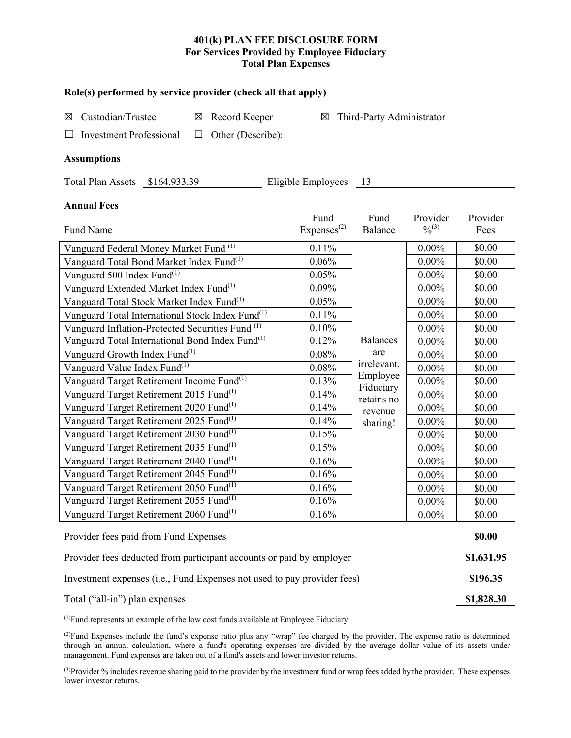# 401(k) PLAN FEE DISCLOSURE FORM
## For Services Provided by Employee Fiduciary
## Total Plan Expenses

### Role(s) performed by service provider (check all that apply)

☒ Custodian/Trustee ☒ Record Keeper ☒ Third-Party Administrator

☐ Investment Professional ☐ Other (Describe): ____________________

### Assumptions

Total Plan Assets $164,933.39 Eligible Employees 13

### Annual Fees

| Fund Name | Fund Expenses[2] | Fund Balance | Provider %[3] | Provider Fees |
|---|---|---|---|---|
| Vanguard Federal Money Market Fund [1] | 0.11% | Balances are irrelevant. Employee Fiduciary retains no revenue sharing! | 0.00% | $0.00 |
| Vanguard Total Bond Market Index Fund[1] | 0.06% | | 0.00% | $0.00 |
| Vanguard 500 Index Fund[1] | 0.05% | | 0.00% | $0.00 |
| Vanguard Extended Market Index Fund[1] | 0.09% | | 0.00% | $0.00 |
| Vanguard Total Stock Market Index Fund[1] | 0.05% | | 0.00% | $0.00 |
| Vanguard Total International Stock Index Fund[1] | 0.11% | | 0.00% | $0.00 |
| Vanguard Inflation-Protected Securities Fund [1] | 0.10% | | 0.00% | $0.00 |
| Vanguard Total International Bond Index Fund[1] | 0.12% | | 0.00% | $0.00 |
| Vanguard Growth Index Fund[1] | 0.08% | | 0.00% | $0.00 |
| Vanguard Value Index Fund[1] | 0.08% | | 0.00% | $0.00 |
| Vanguard Target Retirement Income Fund[1] | 0.13% | | 0.00% | $0.00 |
| Vanguard Target Retirement 2015 Fund[1] | 0.14% | | 0.00% | $0.00 |
| Vanguard Target Retirement 2020 Fund[1] | 0.14% | | 0.00% | $0.00 |
| Vanguard Target Retirement 2025 Fund[1] | 0.14% | | 0.00% | $0.00 |
| Vanguard Target Retirement 2030 Fund[1] | 0.15% | | 0.00% | $0.00 |
| Vanguard Target Retirement 2035 Fund[1] | 0.15% | | 0.00% | $0.00 |
| Vanguard Target Retirement 2040 Fund[1] | 0.16% | | 0.00% | $0.00 |
| Vanguard Target Retirement 2045 Fund[1] | 0.16% | | 0.00% | $0.00 |
| Vanguard Target Retirement 2050 Fund[1] | 0.16% | | 0.00% | $0.00 |
| Vanguard Target Retirement 2055 Fund[1] | 0.16% | | 0.00% | $0.00 |
| Vanguard Target Retirement 2060 Fund[1] | 0.16% | | 0.00% | $0.00 |

| | |
|---|---|
| Provider fees paid from Fund Expenses | **$0.00** |
| Provider fees deducted from participant accounts or paid by employer | **$1,631.95** |
| Investment expenses (i.e., Fund Expenses not used to pay provider fees) | **$196.35** |
| Total ("all-in") plan expenses | **$1,828.30** |

[1]Fund represents an example of the low cost funds available at Employee Fiduciary.

[2]Fund Expenses include the fund's expense ratio plus any "wrap" fee charged by the provider. The expense ratio is determined through an annual calculation, where a fund's operating expenses are divided by the average dollar value of its assets under management. Fund expenses are taken out of a fund's assets and lower investor returns.

[3]Provider % includes revenue sharing paid to the provider by the investment fund or wrap fees added by the provider. These expenses lower investor returns.